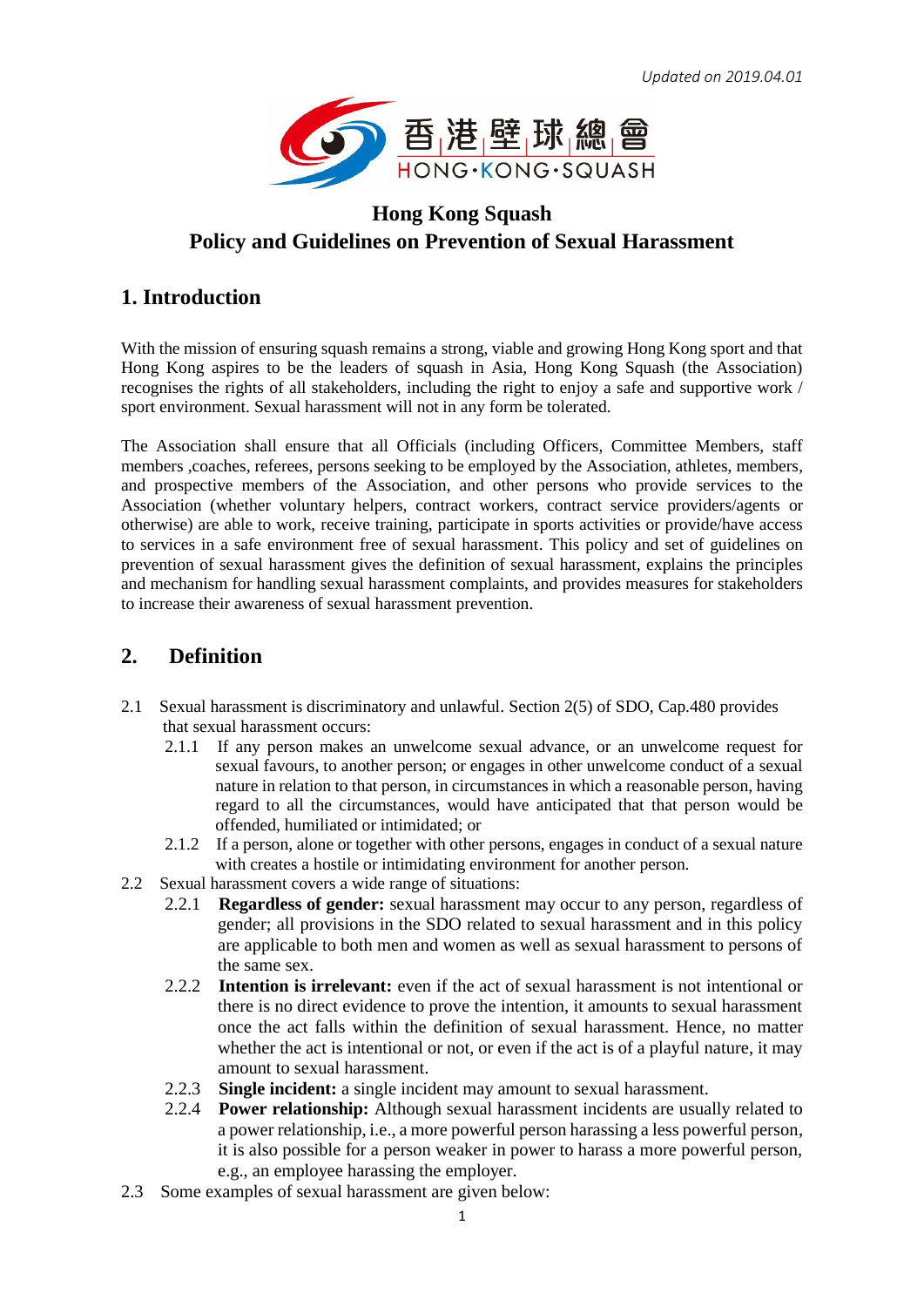*Updated on 2019.04.01*

香港壁球總會
HONG·KONG·SQUASH

# Hong Kong Squash
# Policy and Guidelines on Prevention of Sexual Harassment

## 1. Introduction

With the mission of ensuring squash remains a strong, viable and growing Hong Kong sport and that Hong Kong aspires to be the leaders of squash in Asia, Hong Kong Squash (the Association) recognises the rights of all stakeholders, including the right to enjoy a safe and supportive work / sport environment. Sexual harassment will not in any form be tolerated.

The Association shall ensure that all Officials (including Officers, Committee Members, staff members ,coaches, referees, persons seeking to be employed by the Association, athletes, members, and prospective members of the Association, and other persons who provide services to the Association (whether voluntary helpers, contract workers, contract service providers/agents or otherwise) are able to work, receive training, participate in sports activities or provide/have access to services in a safe environment free of sexual harassment. This policy and set of guidelines on prevention of sexual harassment gives the definition of sexual harassment, explains the principles and mechanism for handling sexual harassment complaints, and provides measures for stakeholders to increase their awareness of sexual harassment prevention.

## 2. Definition

2.1 Sexual harassment is discriminatory and unlawful. Section 2(5) of SDO, Cap.480 provides that sexual harassment occurs:

- 2.1.1 If any person makes an unwelcome sexual advance, or an unwelcome request for sexual favours, to another person; or engages in other unwelcome conduct of a sexual nature in relation to that person, in circumstances in which a reasonable person, having regard to all the circumstances, would have anticipated that that person would be offended, humiliated or intimidated; or
- 2.1.2 If a person, alone or together with other persons, engages in conduct of a sexual nature with creates a hostile or intimidating environment for another person.

2.2 Sexual harassment covers a wide range of situations:

- 2.2.1 **Regardless of gender:** sexual harassment may occur to any person, regardless of gender; all provisions in the SDO related to sexual harassment and in this policy are applicable to both men and women as well as sexual harassment to persons of the same sex.
- 2.2.2 **Intention is irrelevant:** even if the act of sexual harassment is not intentional or there is no direct evidence to prove the intention, it amounts to sexual harassment once the act falls within the definition of sexual harassment. Hence, no matter whether the act is intentional or not, or even if the act is of a playful nature, it may amount to sexual harassment.
- 2.2.3 **Single incident:** a single incident may amount to sexual harassment.
- 2.2.4 **Power relationship:** Although sexual harassment incidents are usually related to a power relationship, i.e., a more powerful person harassing a less powerful person, it is also possible for a person weaker in power to harass a more powerful person, e.g., an employee harassing the employer.

2.3 Some examples of sexual harassment are given below: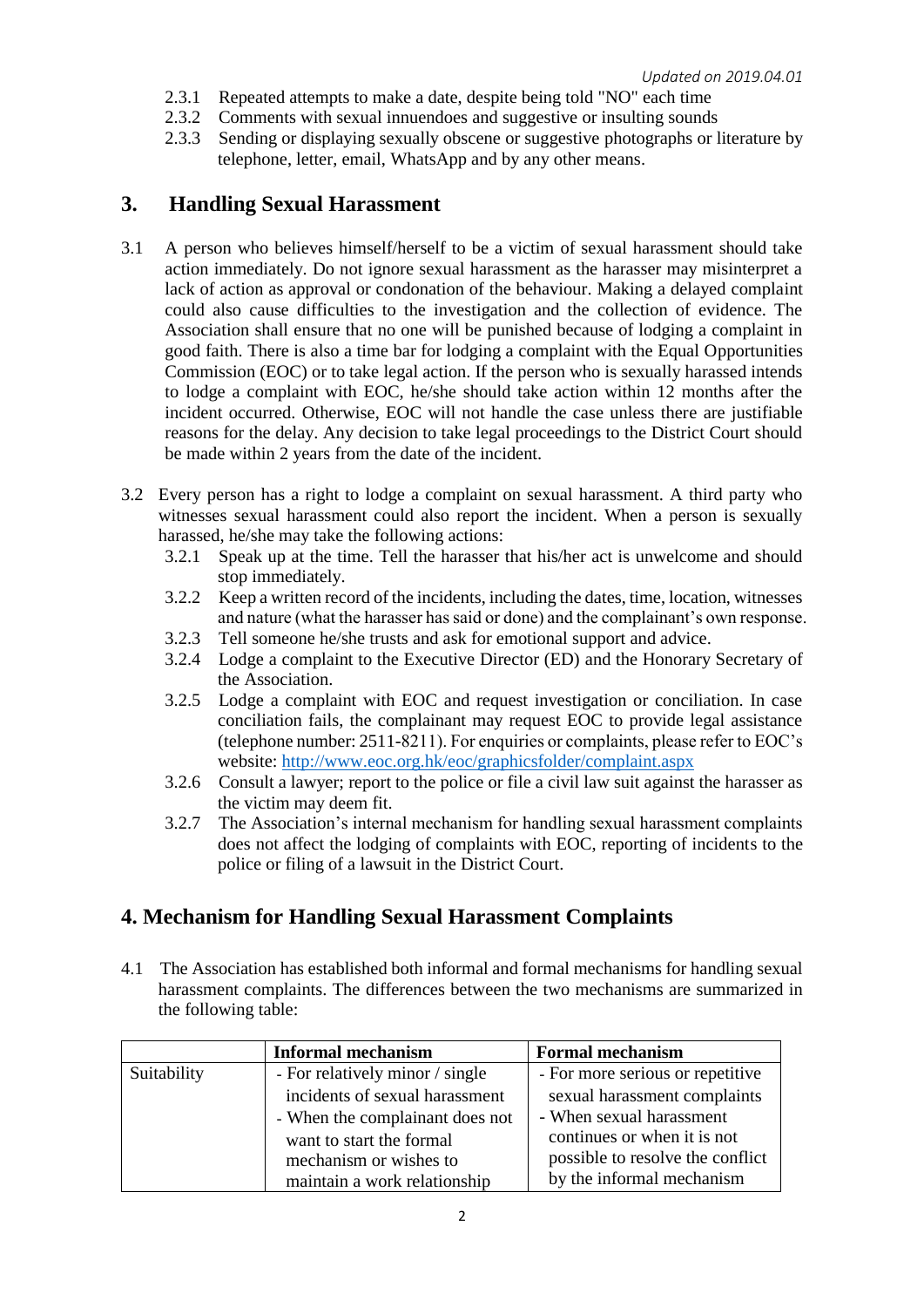2.3.1 Repeated attempts to make a date, despite being told "NO" each time

2.3.2 Comments with sexual innuendoes and suggestive or insulting sounds

2.3.3 Sending or displaying sexually obscene or suggestive photographs or literature by telephone, letter, email, WhatsApp and by any other means.

## 3. Handling Sexual Harassment

3.1 A person who believes himself/herself to be a victim of sexual harassment should take action immediately. Do not ignore sexual harassment as the harasser may misinterpret a lack of action as approval or condonation of the behaviour. Making a delayed complaint could also cause difficulties to the investigation and the collection of evidence. The Association shall ensure that no one will be punished because of lodging a complaint in good faith. There is also a time bar for lodging a complaint with the Equal Opportunities Commission (EOC) or to take legal action. If the person who is sexually harassed intends to lodge a complaint with EOC, he/she should take action within 12 months after the incident occurred. Otherwise, EOC will not handle the case unless there are justifiable reasons for the delay. Any decision to take legal proceedings to the District Court should be made within 2 years from the date of the incident.

3.2 Every person has a right to lodge a complaint on sexual harassment. A third party who witnesses sexual harassment could also report the incident. When a person is sexually harassed, he/she may take the following actions:

3.2.1 Speak up at the time. Tell the harasser that his/her act is unwelcome and should stop immediately.

3.2.2 Keep a written record of the incidents, including the dates, time, location, witnesses and nature (what the harasser has said or done) and the complainant's own response.

3.2.3 Tell someone he/she trusts and ask for emotional support and advice.

3.2.4 Lodge a complaint to the Executive Director (ED) and the Honorary Secretary of the Association.

3.2.5 Lodge a complaint with EOC and request investigation or conciliation. In case conciliation fails, the complainant may request EOC to provide legal assistance (telephone number: 2511-8211). For enquiries or complaints, please refer to EOC's website: http://www.eoc.org.hk/eoc/graphicsfolder/complaint.aspx

3.2.6 Consult a lawyer; report to the police or file a civil law suit against the harasser as the victim may deem fit.

3.2.7 The Association's internal mechanism for handling sexual harassment complaints does not affect the lodging of complaints with EOC, reporting of incidents to the police or filing of a lawsuit in the District Court.

## 4. Mechanism for Handling Sexual Harassment Complaints

4.1 The Association has established both informal and formal mechanisms for handling sexual harassment complaints. The differences between the two mechanisms are summarized in the following table:

| | Informal mechanism | Formal mechanism |
|---|---|---|
| Suitability | - For relatively minor / single incidents of sexual harassment<br>- When the complainant does not want to start the formal mechanism or wishes to maintain a work relationship | - For more serious or repetitive sexual harassment complaints<br>- When sexual harassment continues or when it is not possible to resolve the conflict by the informal mechanism |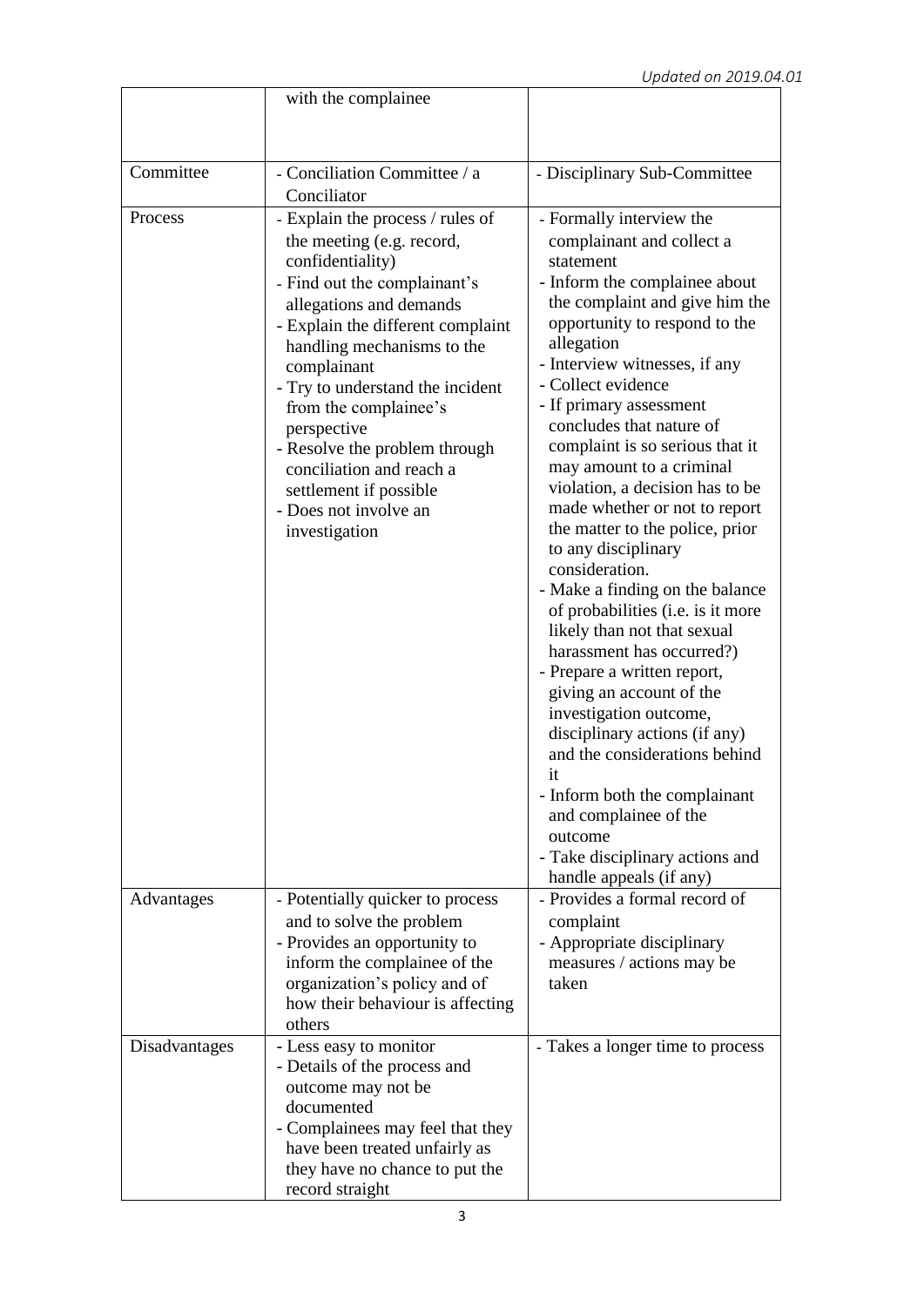| | with the complainee | |
|---|---|---|
| Committee | - Conciliation Committee / a Conciliator | - Disciplinary Sub-Committee |
| Process | - Explain the process / rules of the meeting (e.g. record, confidentiality)<br>- Find out the complainant's allegations and demands<br>- Explain the different complaint handling mechanisms to the complainant<br>- Try to understand the incident from the complainee's perspective<br>- Resolve the problem through conciliation and reach a settlement if possible<br>- Does not involve an investigation | - Formally interview the complainant and collect a statement<br>- Inform the complainee about the complaint and give him the opportunity to respond to the allegation<br>- Interview witnesses, if any<br>- Collect evidence<br>- If primary assessment concludes that nature of complaint is so serious that it may amount to a criminal violation, a decision has to be made whether or not to report the matter to the police, prior to any disciplinary consideration.<br>- Make a finding on the balance of probabilities (i.e. is it more likely than not that sexual harassment has occurred?)<br>- Prepare a written report, giving an account of the investigation outcome, disciplinary actions (if any) and the considerations behind it<br>- Inform both the complainant and complainee of the outcome<br>- Take disciplinary actions and handle appeals (if any) |
| Advantages | - Potentially quicker to process and to solve the problem<br>- Provides an opportunity to inform the complainee of the organization's policy and of how their behaviour is affecting others | - Provides a formal record of complaint<br>- Appropriate disciplinary measures / actions may be taken |
| Disadvantages | - Less easy to monitor<br>- Details of the process and outcome may not be documented<br>- Complainees may feel that they have been treated unfairly as they have no chance to put the record straight | - Takes a longer time to process |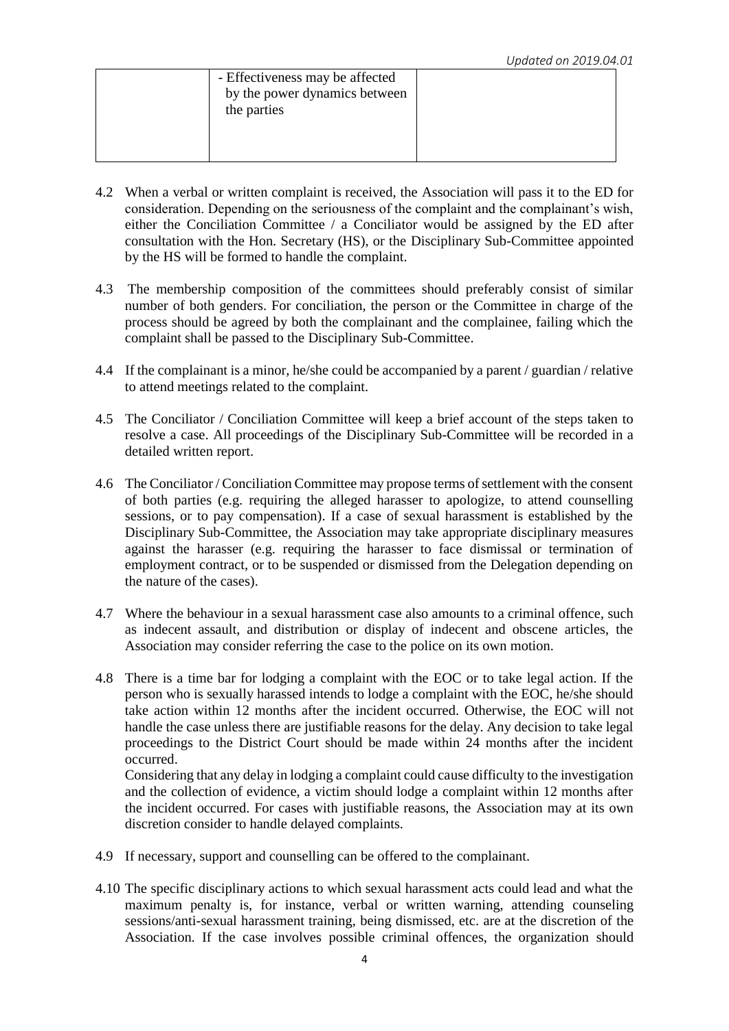| | - Effectiveness may be affected by the power dynamics between the parties | |
|---|---|---|

4.2 When a verbal or written complaint is received, the Association will pass it to the ED for consideration. Depending on the seriousness of the complaint and the complainant's wish, either the Conciliation Committee / a Conciliator would be assigned by the ED after consultation with the Hon. Secretary (HS), or the Disciplinary Sub-Committee appointed by the HS will be formed to handle the complaint.

4.3 The membership composition of the committees should preferably consist of similar number of both genders. For conciliation, the person or the Committee in charge of the process should be agreed by both the complainant and the complainee, failing which the complaint shall be passed to the Disciplinary Sub-Committee.

4.4 If the complainant is a minor, he/she could be accompanied by a parent / guardian / relative to attend meetings related to the complaint.

4.5 The Conciliator / Conciliation Committee will keep a brief account of the steps taken to resolve a case. All proceedings of the Disciplinary Sub-Committee will be recorded in a detailed written report.

4.6 The Conciliator / Conciliation Committee may propose terms of settlement with the consent of both parties (e.g. requiring the alleged harasser to apologize, to attend counselling sessions, or to pay compensation). If a case of sexual harassment is established by the Disciplinary Sub-Committee, the Association may take appropriate disciplinary measures against the harasser (e.g. requiring the harasser to face dismissal or termination of employment contract, or to be suspended or dismissed from the Delegation depending on the nature of the cases).

4.7 Where the behaviour in a sexual harassment case also amounts to a criminal offence, such as indecent assault, and distribution or display of indecent and obscene articles, the Association may consider referring the case to the police on its own motion.

4.8 There is a time bar for lodging a complaint with the EOC or to take legal action. If the person who is sexually harassed intends to lodge a complaint with the EOC, he/she should take action within 12 months after the incident occurred. Otherwise, the EOC will not handle the case unless there are justifiable reasons for the delay. Any decision to take legal proceedings to the District Court should be made within 24 months after the incident occurred.
Considering that any delay in lodging a complaint could cause difficulty to the investigation and the collection of evidence, a victim should lodge a complaint within 12 months after the incident occurred. For cases with justifiable reasons, the Association may at its own discretion consider to handle delayed complaints.

4.9 If necessary, support and counselling can be offered to the complainant.

4.10 The specific disciplinary actions to which sexual harassment acts could lead and what the maximum penalty is, for instance, verbal or written warning, attending counseling sessions/anti-sexual harassment training, being dismissed, etc. are at the discretion of the Association. If the case involves possible criminal offences, the organization should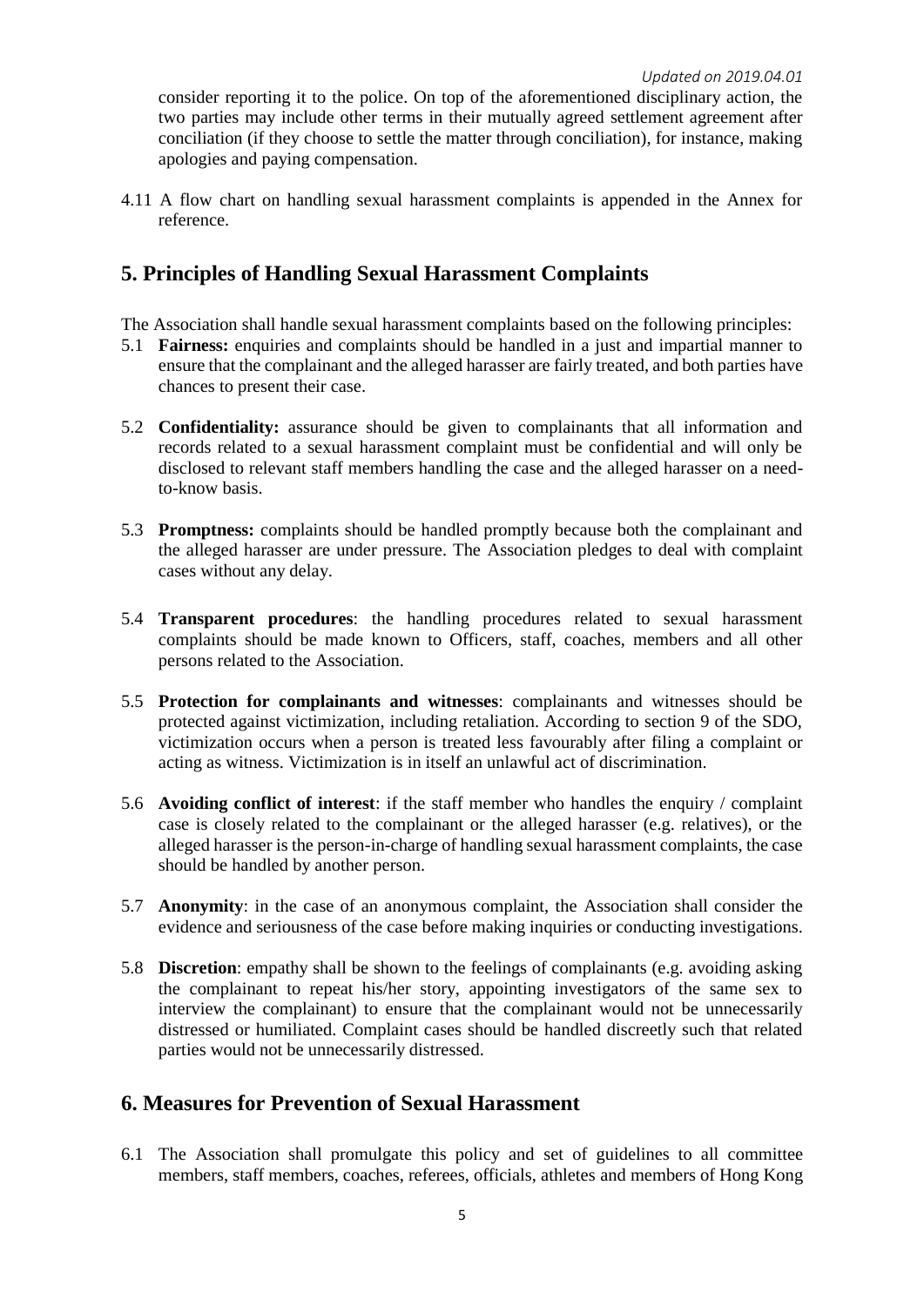consider reporting it to the police. On top of the aforementioned disciplinary action, the two parties may include other terms in their mutually agreed settlement agreement after conciliation (if they choose to settle the matter through conciliation), for instance, making apologies and paying compensation.

4.11 A flow chart on handling sexual harassment complaints is appended in the Annex for reference.

## 5. Principles of Handling Sexual Harassment Complaints

The Association shall handle sexual harassment complaints based on the following principles:

5.1 **Fairness:** enquiries and complaints should be handled in a just and impartial manner to ensure that the complainant and the alleged harasser are fairly treated, and both parties have chances to present their case.

5.2 **Confidentiality:** assurance should be given to complainants that all information and records related to a sexual harassment complaint must be confidential and will only be disclosed to relevant staff members handling the case and the alleged harasser on a need-to-know basis.

5.3 **Promptness:** complaints should be handled promptly because both the complainant and the alleged harasser are under pressure. The Association pledges to deal with complaint cases without any delay.

5.4 **Transparent procedures**: the handling procedures related to sexual harassment complaints should be made known to Officers, staff, coaches, members and all other persons related to the Association.

5.5 **Protection for complainants and witnesses**: complainants and witnesses should be protected against victimization, including retaliation. According to section 9 of the SDO, victimization occurs when a person is treated less favourably after filing a complaint or acting as witness. Victimization is in itself an unlawful act of discrimination.

5.6 **Avoiding conflict of interest**: if the staff member who handles the enquiry / complaint case is closely related to the complainant or the alleged harasser (e.g. relatives), or the alleged harasser is the person-in-charge of handling sexual harassment complaints, the case should be handled by another person.

5.7 **Anonymity**: in the case of an anonymous complaint, the Association shall consider the evidence and seriousness of the case before making inquiries or conducting investigations.

5.8 **Discretion**: empathy shall be shown to the feelings of complainants (e.g. avoiding asking the complainant to repeat his/her story, appointing investigators of the same sex to interview the complainant) to ensure that the complainant would not be unnecessarily distressed or humiliated. Complaint cases should be handled discreetly such that related parties would not be unnecessarily distressed.

## 6. Measures for Prevention of Sexual Harassment

6.1 The Association shall promulgate this policy and set of guidelines to all committee members, staff members, coaches, referees, officials, athletes and members of Hong Kong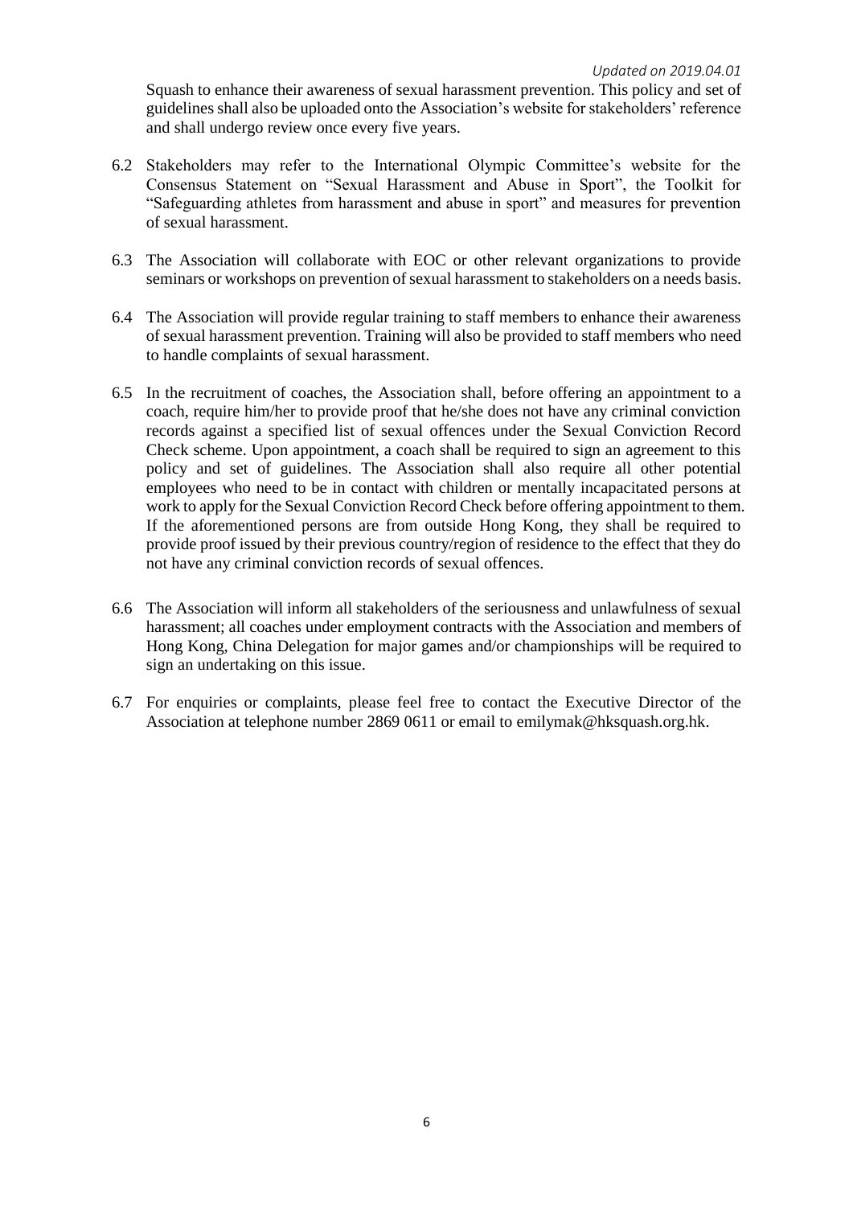Squash to enhance their awareness of sexual harassment prevention. This policy and set of guidelines shall also be uploaded onto the Association's website for stakeholders' reference and shall undergo review once every five years.

6.2 Stakeholders may refer to the International Olympic Committee's website for the Consensus Statement on "Sexual Harassment and Abuse in Sport", the Toolkit for "Safeguarding athletes from harassment and abuse in sport" and measures for prevention of sexual harassment.

6.3 The Association will collaborate with EOC or other relevant organizations to provide seminars or workshops on prevention of sexual harassment to stakeholders on a needs basis.

6.4 The Association will provide regular training to staff members to enhance their awareness of sexual harassment prevention. Training will also be provided to staff members who need to handle complaints of sexual harassment.

6.5 In the recruitment of coaches, the Association shall, before offering an appointment to a coach, require him/her to provide proof that he/she does not have any criminal conviction records against a specified list of sexual offences under the Sexual Conviction Record Check scheme. Upon appointment, a coach shall be required to sign an agreement to this policy and set of guidelines. The Association shall also require all other potential employees who need to be in contact with children or mentally incapacitated persons at work to apply for the Sexual Conviction Record Check before offering appointment to them. If the aforementioned persons are from outside Hong Kong, they shall be required to provide proof issued by their previous country/region of residence to the effect that they do not have any criminal conviction records of sexual offences.

6.6 The Association will inform all stakeholders of the seriousness and unlawfulness of sexual harassment; all coaches under employment contracts with the Association and members of Hong Kong, China Delegation for major games and/or championships will be required to sign an undertaking on this issue.

6.7 For enquiries or complaints, please feel free to contact the Executive Director of the Association at telephone number 2869 0611 or email to emilymak@hksquash.org.hk.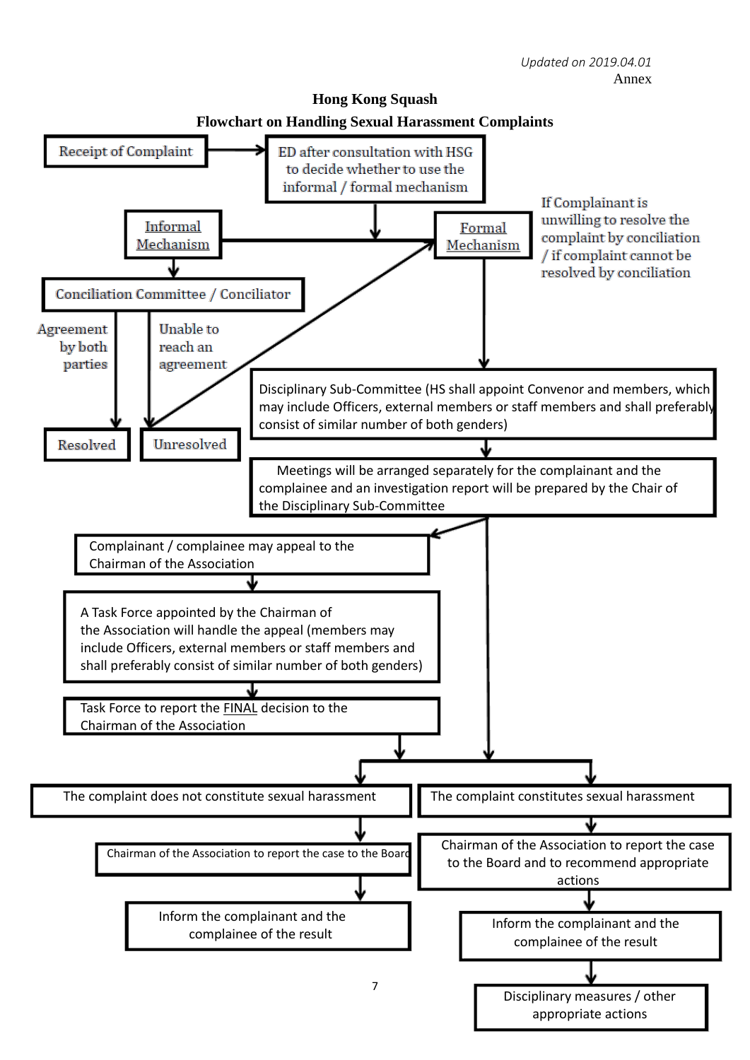*Updated on 2019.04.01*

Annex

**Hong Kong Squash**

**Flowchart on Handling Sexual Harassment Complaints**

Receipt of Complaint

ED after consultation with HSG to decide whether to use the informal / formal mechanism

Informal Mechanism

Formal Mechanism

If Complainant is unwilling to resolve the complaint by conciliation / if complaint cannot be resolved by conciliation

Conciliation Committee / Conciliator

Agreement by both parties

Unable to reach an agreement

Resolved

Unresolved

Disciplinary Sub-Committee (HS shall appoint Convenor and members, which may include Officers, external members or staff members and shall preferably consist of similar number of both genders)

Meetings will be arranged separately for the complainant and the complainee and an investigation report will be prepared by the Chair of the Disciplinary Sub-Committee

Complainant / complainee may appeal to the Chairman of the Association

A Task Force appointed by the Chairman of the Association will handle the appeal (members may include Officers, external members or staff members and shall preferably consist of similar number of both genders)

Task Force to report the FINAL decision to the Chairman of the Association

The complaint does not constitute sexual harassment

Chairman of the Association to report the case to the Board

Inform the complainant and the complainee of the result

The complaint constitutes sexual harassment

Chairman of the Association to report the case to the Board and to recommend appropriate actions

Inform the complainant and the complainee of the result

Disciplinary measures / other appropriate actions